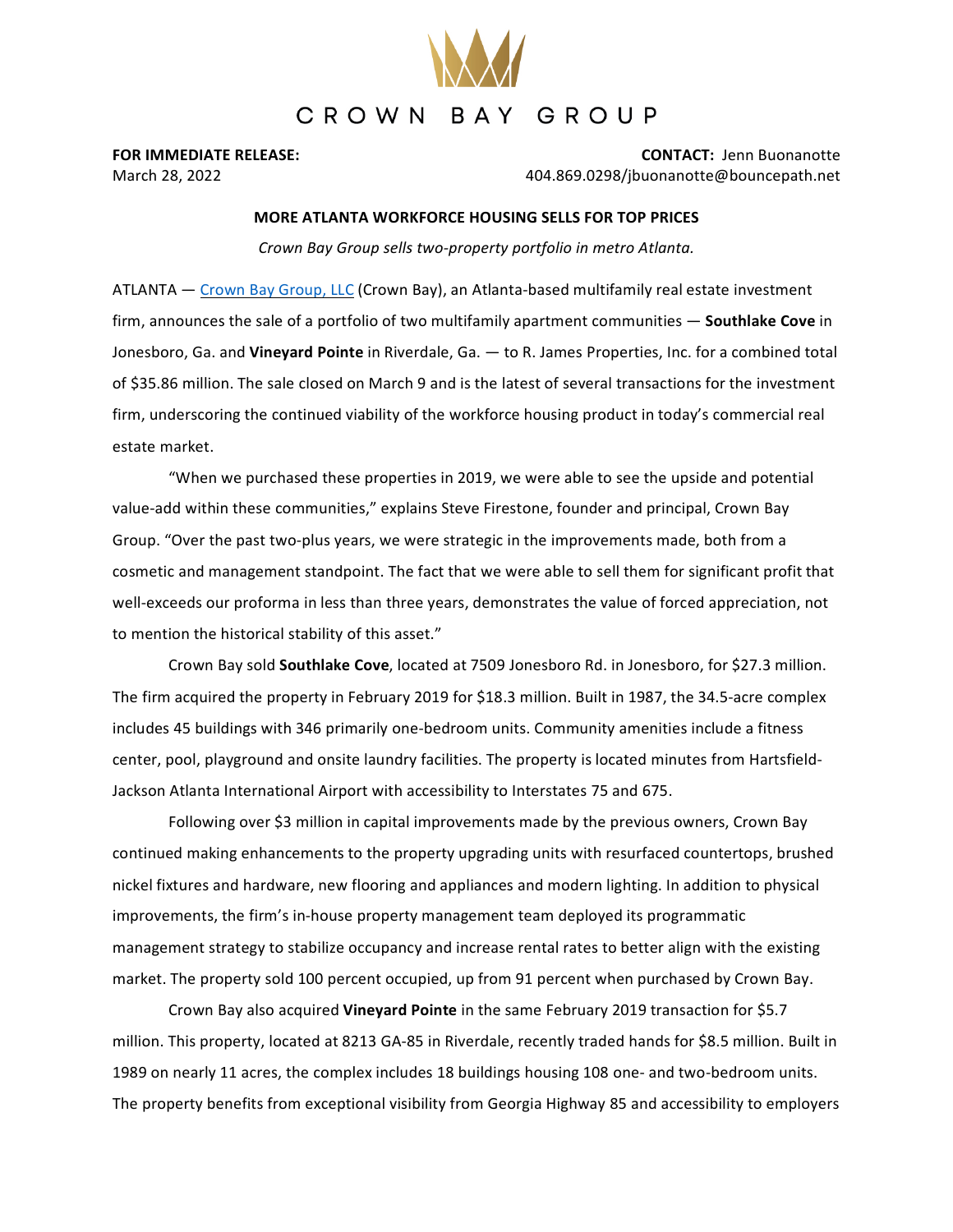CROWN BAY GROUP

**FOR IMMEDIATE RELEASE:**
March 28, 2022

**CONTACT:** Jenn Buonanotte
404.869.0298/jbuonanotte@bouncepath.net

**MORE ATLANTA WORKFORCE HOUSING SELLS FOR TOP PRICES**

*Crown Bay Group sells two-property portfolio in metro Atlanta.*

ATLANTA — Crown Bay Group, LLC (Crown Bay), an Atlanta-based multifamily real estate investment firm, announces the sale of a portfolio of two multifamily apartment communities — **Southlake Cove** in Jonesboro, Ga. and **Vineyard Pointe** in Riverdale, Ga. — to R. James Properties, Inc. for a combined total of $35.86 million. The sale closed on March 9 and is the latest of several transactions for the investment firm, underscoring the continued viability of the workforce housing product in today's commercial real estate market.

"When we purchased these properties in 2019, we were able to see the upside and potential value-add within these communities," explains Steve Firestone, founder and principal, Crown Bay Group. "Over the past two-plus years, we were strategic in the improvements made, both from a cosmetic and management standpoint. The fact that we were able to sell them for significant profit that well-exceeds our proforma in less than three years, demonstrates the value of forced appreciation, not to mention the historical stability of this asset."

Crown Bay sold **Southlake Cove**, located at 7509 Jonesboro Rd. in Jonesboro, for $27.3 million. The firm acquired the property in February 2019 for $18.3 million. Built in 1987, the 34.5-acre complex includes 45 buildings with 346 primarily one-bedroom units. Community amenities include a fitness center, pool, playground and onsite laundry facilities. The property is located minutes from Hartsfield-Jackson Atlanta International Airport with accessibility to Interstates 75 and 675.

Following over $3 million in capital improvements made by the previous owners, Crown Bay continued making enhancements to the property upgrading units with resurfaced countertops, brushed nickel fixtures and hardware, new flooring and appliances and modern lighting. In addition to physical improvements, the firm's in-house property management team deployed its programmatic management strategy to stabilize occupancy and increase rental rates to better align with the existing market. The property sold 100 percent occupied, up from 91 percent when purchased by Crown Bay.

Crown Bay also acquired **Vineyard Pointe** in the same February 2019 transaction for $5.7 million. This property, located at 8213 GA-85 in Riverdale, recently traded hands for $8.5 million. Built in 1989 on nearly 11 acres, the complex includes 18 buildings housing 108 one- and two-bedroom units. The property benefits from exceptional visibility from Georgia Highway 85 and accessibility to employers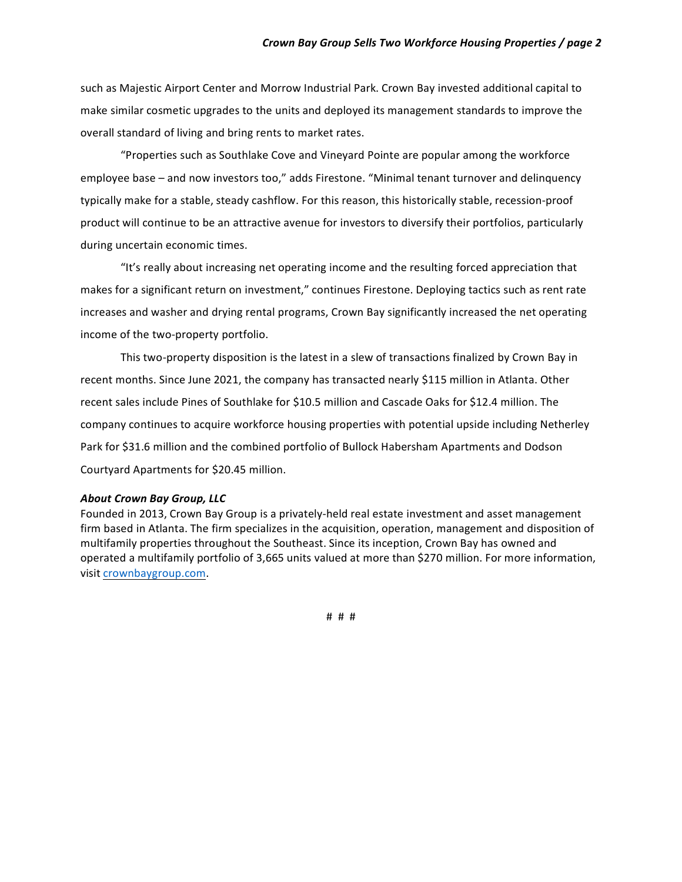such as Majestic Airport Center and Morrow Industrial Park. Crown Bay invested additional capital to make similar cosmetic upgrades to the units and deployed its management standards to improve the overall standard of living and bring rents to market rates.

"Properties such as Southlake Cove and Vineyard Pointe are popular among the workforce employee base – and now investors too," adds Firestone. "Minimal tenant turnover and delinquency typically make for a stable, steady cashflow. For this reason, this historically stable, recession-proof product will continue to be an attractive avenue for investors to diversify their portfolios, particularly during uncertain economic times.

"It's really about increasing net operating income and the resulting forced appreciation that makes for a significant return on investment," continues Firestone. Deploying tactics such as rent rate increases and washer and drying rental programs, Crown Bay significantly increased the net operating income of the two-property portfolio.

This two-property disposition is the latest in a slew of transactions finalized by Crown Bay in recent months. Since June 2021, the company has transacted nearly $115 million in Atlanta. Other recent sales include Pines of Southlake for $10.5 million and Cascade Oaks for $12.4 million. The company continues to acquire workforce housing properties with potential upside including Netherley Park for $31.6 million and the combined portfolio of Bullock Habersham Apartments and Dodson Courtyard Apartments for $20.45 million.

***About Crown Bay Group, LLC***

Founded in 2013, Crown Bay Group is a privately-held real estate investment and asset management firm based in Atlanta. The firm specializes in the acquisition, operation, management and disposition of multifamily properties throughout the Southeast. Since its inception, Crown Bay has owned and operated a multifamily portfolio of 3,665 units valued at more than $270 million. For more information, visit crownbaygroup.com.

# # #